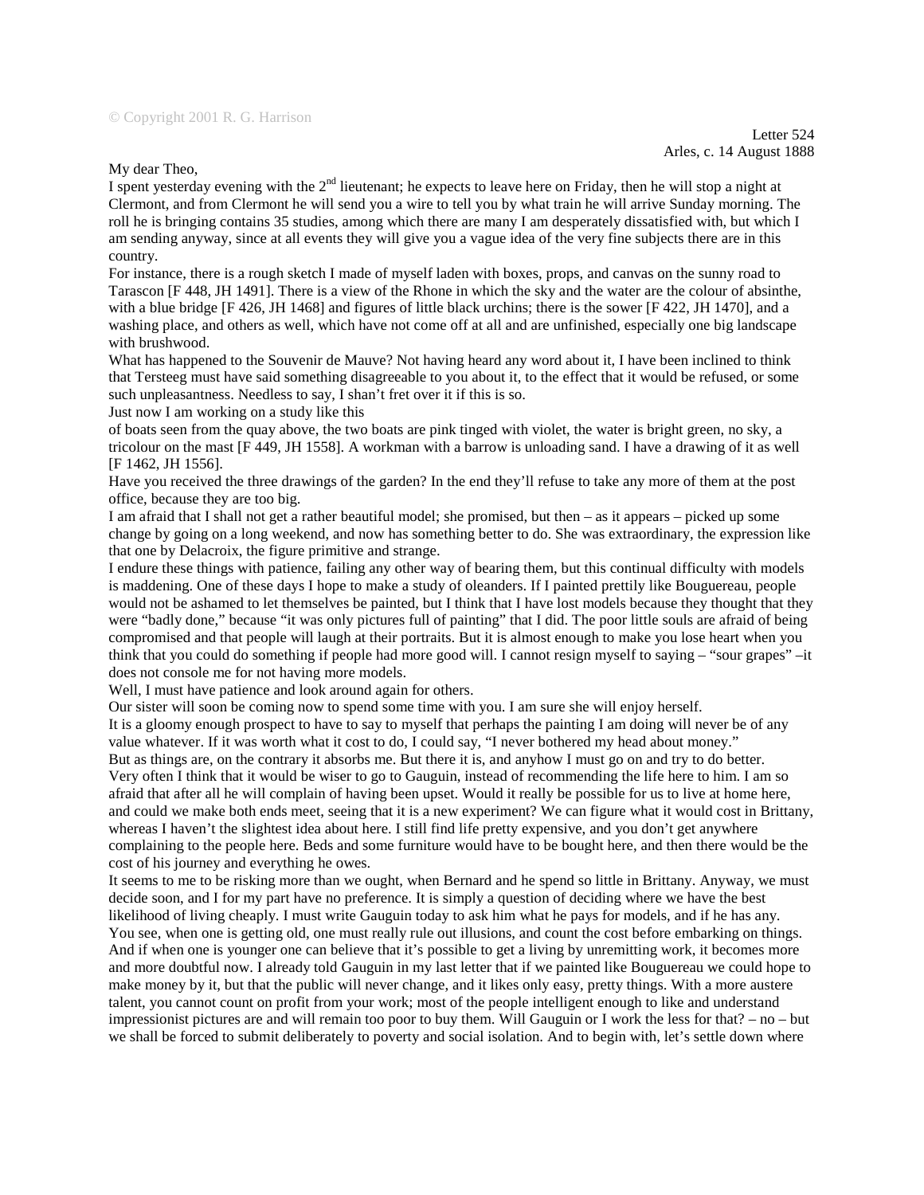© Copyright 2001 R. G. Harrison

Letter 524
Arles, c. 14 August 1888

My dear Theo,

I spent yesterday evening with the 2nd lieutenant; he expects to leave here on Friday, then he will stop a night at Clermont, and from Clermont he will send you a wire to tell you by what train he will arrive Sunday morning. The roll he is bringing contains 35 studies, among which there are many I am desperately dissatisfied with, but which I am sending anyway, since at all events they will give you a vague idea of the very fine subjects there are in this country.

For instance, there is a rough sketch I made of myself laden with boxes, props, and canvas on the sunny road to Tarascon [F 448, JH 1491]. There is a view of the Rhone in which the sky and the water are the colour of absinthe, with a blue bridge [F 426, JH 1468] and figures of little black urchins; there is the sower [F 422, JH 1470], and a washing place, and others as well, which have not come off at all and are unfinished, especially one big landscape with brushwood.

What has happened to the Souvenir de Mauve? Not having heard any word about it, I have been inclined to think that Tersteeg must have said something disagreeable to you about it, to the effect that it would be refused, or some such unpleasantness. Needless to say, I shan't fret over it if this is so.

Just now I am working on a study like this

of boats seen from the quay above, the two boats are pink tinged with violet, the water is bright green, no sky, a tricolour on the mast [F 449, JH 1558]. A workman with a barrow is unloading sand. I have a drawing of it as well [F 1462, JH 1556].

Have you received the three drawings of the garden? In the end they'll refuse to take any more of them at the post office, because they are too big.

I am afraid that I shall not get a rather beautiful model; she promised, but then – as it appears – picked up some change by going on a long weekend, and now has something better to do. She was extraordinary, the expression like that one by Delacroix, the figure primitive and strange.

I endure these things with patience, failing any other way of bearing them, but this continual difficulty with models is maddening. One of these days I hope to make a study of oleanders. If I painted prettily like Bouguereau, people would not be ashamed to let themselves be painted, but I think that I have lost models because they thought that they were "badly done," because "it was only pictures full of painting" that I did. The poor little souls are afraid of being compromised and that people will laugh at their portraits. But it is almost enough to make you lose heart when you think that you could do something if people had more good will. I cannot resign myself to saying – "sour grapes" –it does not console me for not having more models.

Well, I must have patience and look around again for others.

Our sister will soon be coming now to spend some time with you. I am sure she will enjoy herself.

It is a gloomy enough prospect to have to say to myself that perhaps the painting I am doing will never be of any value whatever. If it was worth what it cost to do, I could say, "I never bothered my head about money."

But as things are, on the contrary it absorbs me. But there it is, and anyhow I must go on and try to do better.

Very often I think that it would be wiser to go to Gauguin, instead of recommending the life here to him. I am so afraid that after all he will complain of having been upset. Would it really be possible for us to live at home here, and could we make both ends meet, seeing that it is a new experiment? We can figure what it would cost in Brittany, whereas I haven't the slightest idea about here. I still find life pretty expensive, and you don't get anywhere complaining to the people here. Beds and some furniture would have to be bought here, and then there would be the cost of his journey and everything he owes.

It seems to me to be risking more than we ought, when Bernard and he spend so little in Brittany. Anyway, we must decide soon, and I for my part have no preference. It is simply a question of deciding where we have the best likelihood of living cheaply. I must write Gauguin today to ask him what he pays for models, and if he has any.

You see, when one is getting old, one must really rule out illusions, and count the cost before embarking on things. And if when one is younger one can believe that it's possible to get a living by unremitting work, it becomes more and more doubtful now. I already told Gauguin in my last letter that if we painted like Bouguereau we could hope to make money by it, but that the public will never change, and it likes only easy, pretty things. With a more austere talent, you cannot count on profit from your work; most of the people intelligent enough to like and understand impressionist pictures are and will remain too poor to buy them. Will Gauguin or I work the less for that? – no – but we shall be forced to submit deliberately to poverty and social isolation. And to begin with, let's settle down where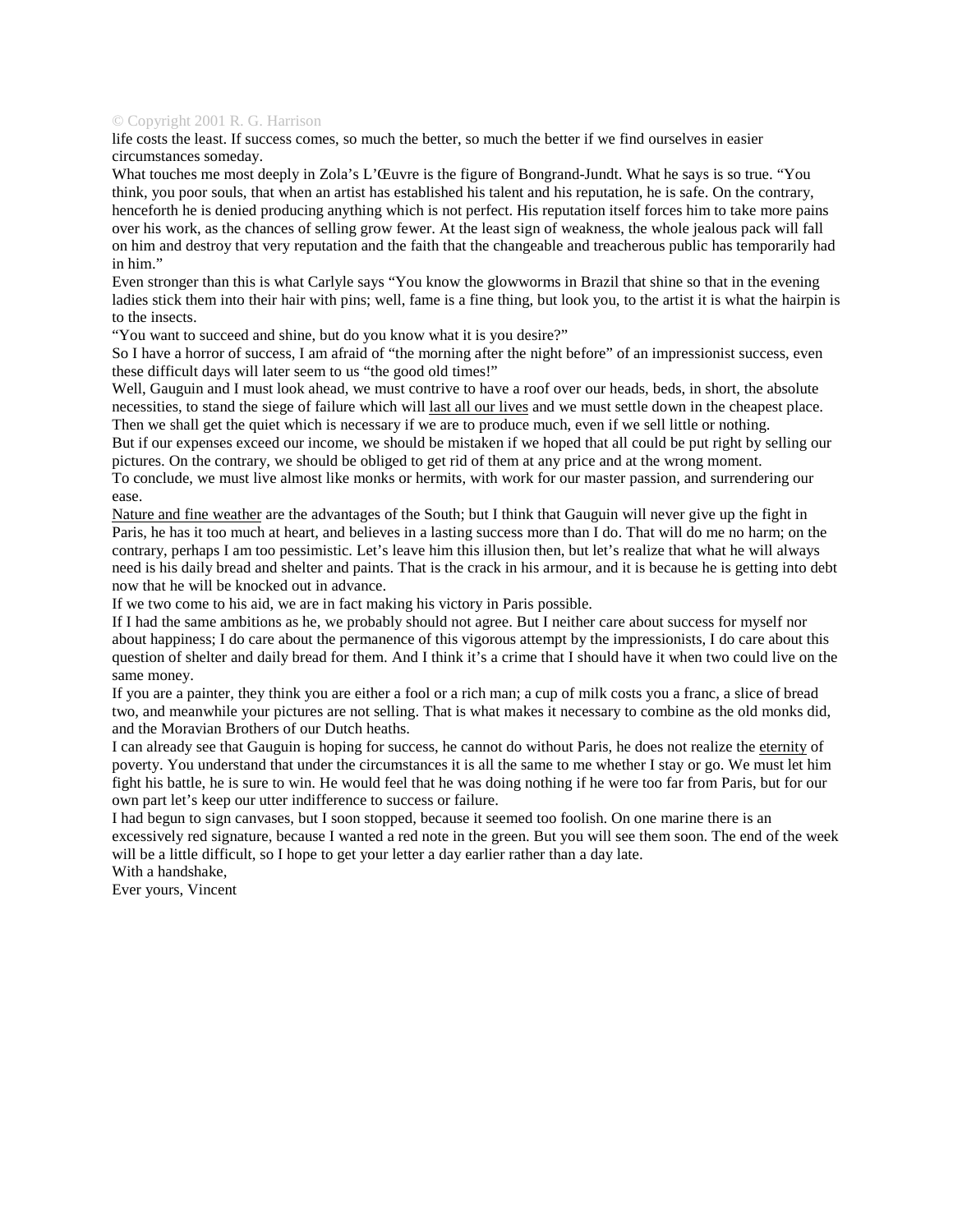life costs the least. If success comes, so much the better, so much the better if we find ourselves in easier circumstances someday.

What touches me most deeply in Zola's L'Œuvre is the figure of Bongrand-Jundt. What he says is so true. "You think, you poor souls, that when an artist has established his talent and his reputation, he is safe. On the contrary, henceforth he is denied producing anything which is not perfect. His reputation itself forces him to take more pains over his work, as the chances of selling grow fewer. At the least sign of weakness, the whole jealous pack will fall on him and destroy that very reputation and the faith that the changeable and treacherous public has temporarily had in him."

Even stronger than this is what Carlyle says "You know the glowworms in Brazil that shine so that in the evening ladies stick them into their hair with pins; well, fame is a fine thing, but look you, to the artist it is what the hairpin is to the insects.

"You want to succeed and shine, but do you know what it is you desire?"

So I have a horror of success, I am afraid of "the morning after the night before" of an impressionist success, even these difficult days will later seem to us "the good old times!"

Well, Gauguin and I must look ahead, we must contrive to have a roof over our heads, beds, in short, the absolute necessities, to stand the siege of failure which will <u>last all our lives</u> and we must settle down in the cheapest place. Then we shall get the quiet which is necessary if we are to produce much, even if we sell little or nothing.

But if our expenses exceed our income, we should be mistaken if we hoped that all could be put right by selling our pictures. On the contrary, we should be obliged to get rid of them at any price and at the wrong moment.

To conclude, we must live almost like monks or hermits, with work for our master passion, and surrendering our ease.

<u>Nature and fine weather</u> are the advantages of the South; but I think that Gauguin will never give up the fight in Paris, he has it too much at heart, and believes in a lasting success more than I do. That will do me no harm; on the contrary, perhaps I am too pessimistic. Let's leave him this illusion then, but let's realize that what he will always need is his daily bread and shelter and paints. That is the crack in his armour, and it is because he is getting into debt now that he will be knocked out in advance.

If we two come to his aid, we are in fact making his victory in Paris possible.

If I had the same ambitions as he, we probably should not agree. But I neither care about success for myself nor about happiness; I do care about the permanence of this vigorous attempt by the impressionists, I do care about this question of shelter and daily bread for them. And I think it's a crime that I should have it when two could live on the same money.

If you are a painter, they think you are either a fool or a rich man; a cup of milk costs you a franc, a slice of bread two, and meanwhile your pictures are not selling. That is what makes it necessary to combine as the old monks did, and the Moravian Brothers of our Dutch heaths.

I can already see that Gauguin is hoping for success, he cannot do without Paris, he does not realize the <u>eternity</u> of poverty. You understand that under the circumstances it is all the same to me whether I stay or go. We must let him fight his battle, he is sure to win. He would feel that he was doing nothing if he were too far from Paris, but for our own part let's keep our utter indifference to success or failure.

I had begun to sign canvases, but I soon stopped, because it seemed too foolish. On one marine there is an excessively red signature, because I wanted a red note in the green. But you will see them soon. The end of the week will be a little difficult, so I hope to get your letter a day earlier rather than a day late.

With a handshake,

Ever yours, Vincent